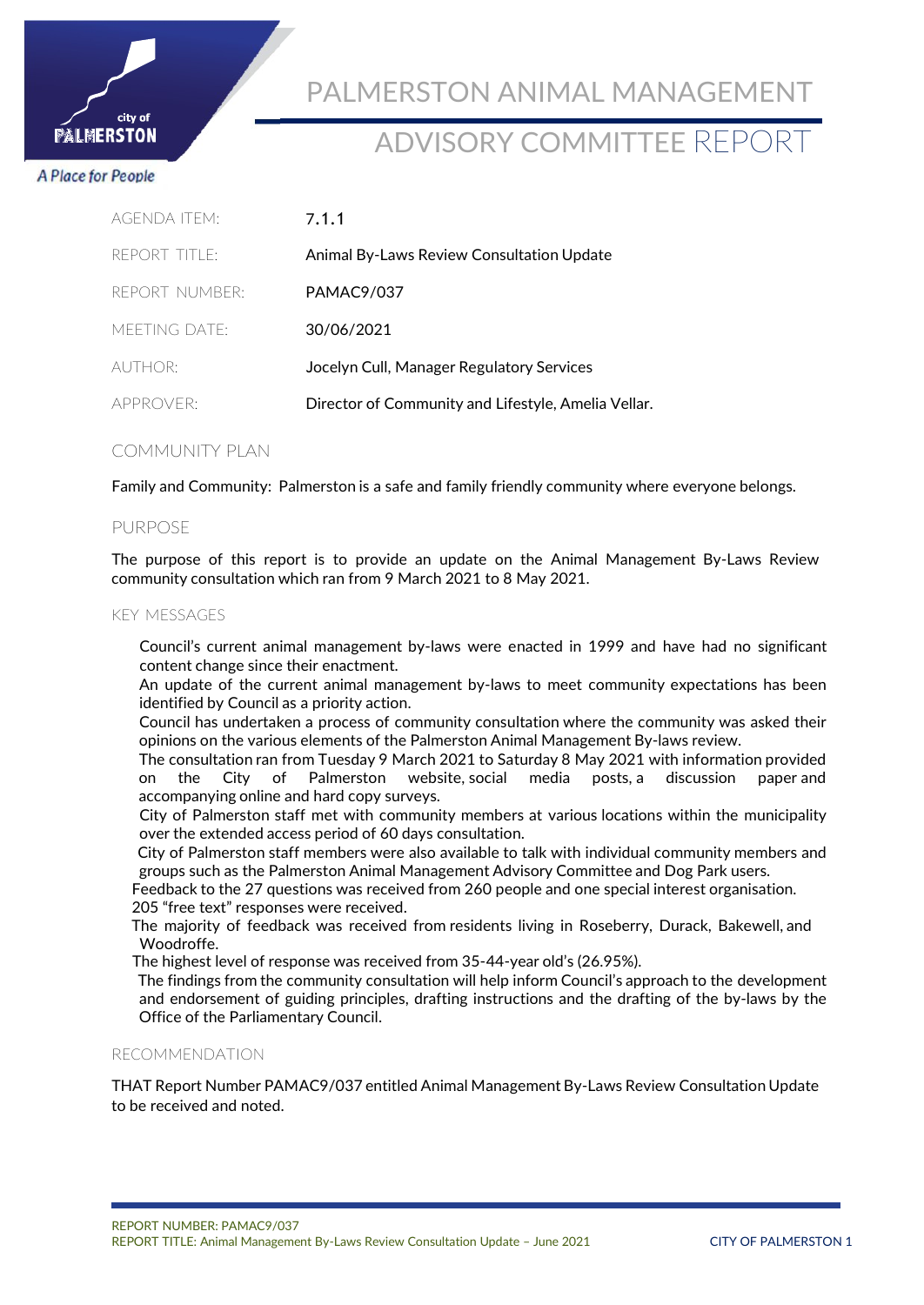# PALMERSTON ANIMAL MANAGEMENT

# ADVISORY COMMITTEE REPORT

city of PALMERSTON

*A Place for People*

| | |
|---|---|
| AGENDA ITEM: | 7.1.1 |
| REPORT TITLE: | Animal By-Laws Review Consultation Update |
| REPORT NUMBER: | PAMAC9/037 |
| MEETING DATE: | 30/06/2021 |
| AUTHOR: | Jocelyn Cull, Manager Regulatory Services |
| APPROVER: | Director of Community and Lifestyle, Amelia Vellar. |

## COMMUNITY PLAN

Family and Community: Palmerston is a safe and family friendly community where everyone belongs.

## PURPOSE

The purpose of this report is to provide an update on the Animal Management By-Laws Review community consultation which ran from 9 March 2021 to 8 May 2021.

## KEY MESSAGES

- Council's current animal management by-laws were enacted in 1999 and have had no significant content change since their enactment.
- An update of the current animal management by-laws to meet community expectations has been identified by Council as a priority action.
- Council has undertaken a process of community consultation where the community was asked their opinions on the various elements of the Palmerston Animal Management By-laws review.
- The consultation ran from Tuesday 9 March 2021 to Saturday 8 May 2021 with information provided on the City of Palmerston website, social media posts, a discussion paper and accompanying online and hard copy surveys.
- City of Palmerston staff met with community members at various locations within the municipality over the extended access period of 60 days consultation.
- City of Palmerston staff members were also available to talk with individual community members and groups such as the Palmerston Animal Management Advisory Committee and Dog Park users.
- Feedback to the 27 questions was received from 260 people and one special interest organisation.
- 205 "free text" responses were received.
- The majority of feedback was received from residents living in Roseberry, Durack, Bakewell, and Woodroffe.
- The highest level of response was received from 35-44-year old's (26.95%).
- The findings from the community consultation will help inform Council's approach to the development and endorsement of guiding principles, drafting instructions and the drafting of the by-laws by the Office of the Parliamentary Council.

## RECOMMENDATION

THAT Report Number PAMAC9/037 entitled Animal Management By-Laws Review Consultation Update to be received and noted.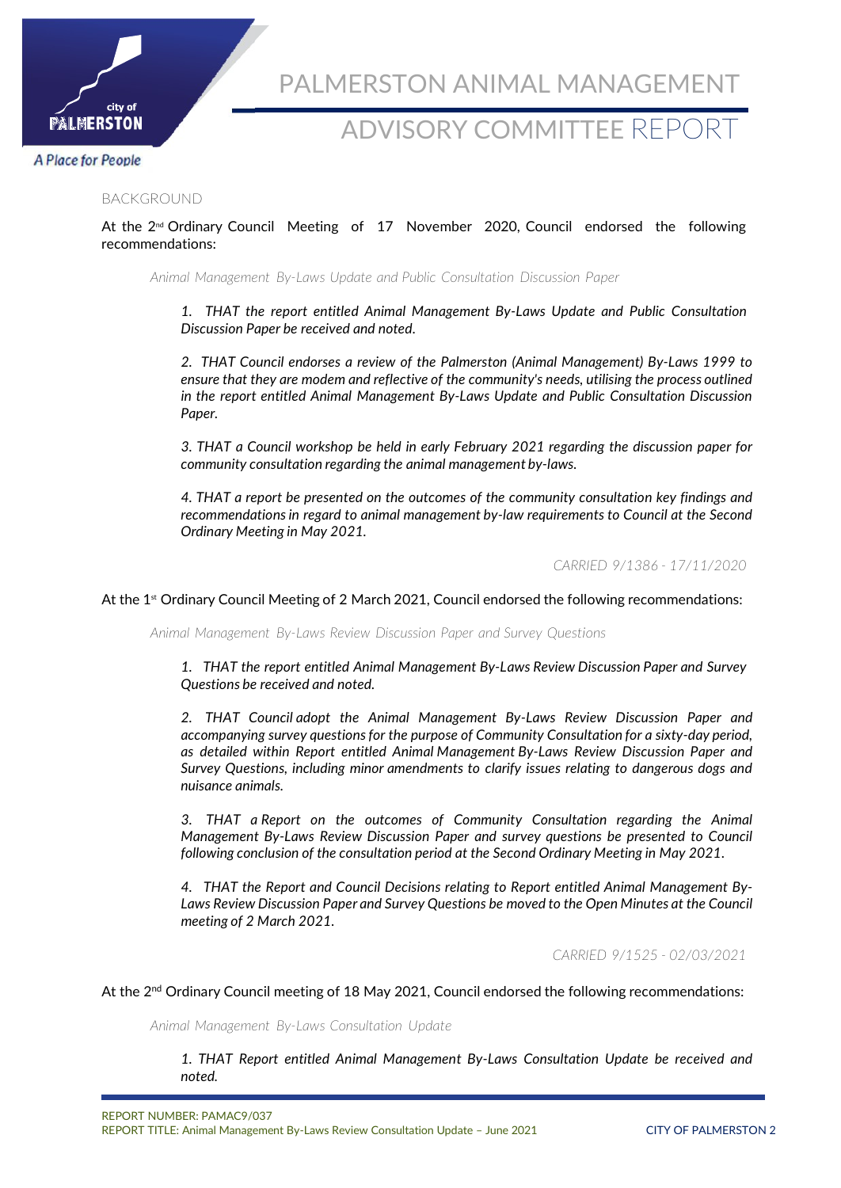## BACKGROUND

At the 2nd Ordinary Council Meeting of 17 November 2020, Council endorsed the following recommendations:

*Animal Management By-Laws Update and Public Consultation Discussion Paper*

> *1. THAT the report entitled Animal Management By-Laws Update and Public Consultation Discussion Paper be received and noted.*
>
> *2. THAT Council endorses a review of the Palmerston (Animal Management) By-Laws 1999 to ensure that they are modem and reflective of the community's needs, utilising the process outlined in the report entitled Animal Management By-Laws Update and Public Consultation Discussion Paper.*
>
> *3. THAT a Council workshop be held in early February 2021 regarding the discussion paper for community consultation regarding the animal management by-laws.*
>
> *4. THAT a report be presented on the outcomes of the community consultation key findings and recommendations in regard to animal management by-law requirements to Council at the Second Ordinary Meeting in May 2021.*

*CARRIED 9/1386 - 17/11/2020*

At the 1st Ordinary Council Meeting of 2 March 2021, Council endorsed the following recommendations:

*Animal Management By-Laws Review Discussion Paper and Survey Questions*

> *1. THAT the report entitled Animal Management By-Laws Review Discussion Paper and Survey Questions be received and noted.*
>
> *2. THAT Council adopt the Animal Management By-Laws Review Discussion Paper and accompanying survey questions for the purpose of Community Consultation for a sixty-day period, as detailed within Report entitled Animal Management By-Laws Review Discussion Paper and Survey Questions, including minor amendments to clarify issues relating to dangerous dogs and nuisance animals.*
>
> *3. THAT a Report on the outcomes of Community Consultation regarding the Animal Management By-Laws Review Discussion Paper and survey questions be presented to Council following conclusion of the consultation period at the Second Ordinary Meeting in May 2021.*
>
> *4. THAT the Report and Council Decisions relating to Report entitled Animal Management By-Laws Review Discussion Paper and Survey Questions be moved to the Open Minutes at the Council meeting of 2 March 2021.*

*CARRIED 9/1525 - 02/03/2021*

At the 2nd Ordinary Council meeting of 18 May 2021, Council endorsed the following recommendations:

*Animal Management By-Laws Consultation Update*

> *1. THAT Report entitled Animal Management By-Laws Consultation Update be received and noted.*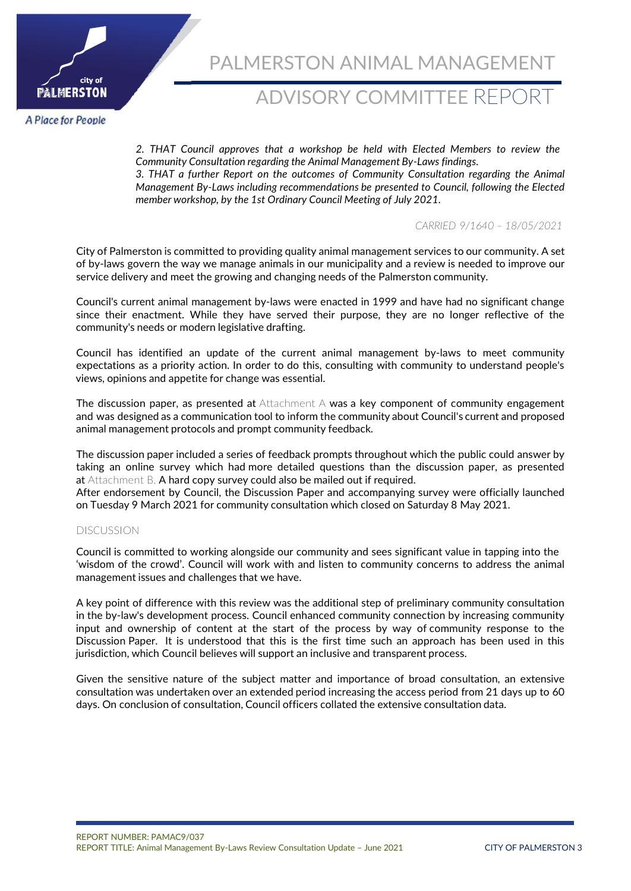*2. THAT Council approves that a workshop be held with Elected Members to review the Community Consultation regarding the Animal Management By-Laws findings.*
*3. THAT a further Report on the outcomes of Community Consultation regarding the Animal Management By-Laws including recommendations be presented to Council, following the Elected member workshop, by the 1st Ordinary Council Meeting of July 2021.*

*CARRIED 9/1640 – 18/05/2021*

City of Palmerston is committed to providing quality animal management services to our community. A set of by-laws govern the way we manage animals in our municipality and a review is needed to improve our service delivery and meet the growing and changing needs of the Palmerston community.

Council's current animal management by-laws were enacted in 1999 and have had no significant change since their enactment. While they have served their purpose, they are no longer reflective of the community's needs or modern legislative drafting.

Council has identified an update of the current animal management by-laws to meet community expectations as a priority action. In order to do this, consulting with community to understand people's views, opinions and appetite for change was essential.

The discussion paper, as presented at Attachment A was a key component of community engagement and was designed as a communication tool to inform the community about Council's current and proposed animal management protocols and prompt community feedback.

The discussion paper included a series of feedback prompts throughout which the public could answer by taking an online survey which had more detailed questions than the discussion paper, as presented at Attachment B. A hard copy survey could also be mailed out if required.
After endorsement by Council, the Discussion Paper and accompanying survey were officially launched on Tuesday 9 March 2021 for community consultation which closed on Saturday 8 May 2021.

## DISCUSSION

Council is committed to working alongside our community and sees significant value in tapping into the 'wisdom of the crowd'. Council will work with and listen to community concerns to address the animal management issues and challenges that we have.

A key point of difference with this review was the additional step of preliminary community consultation in the by-law's development process. Council enhanced community connection by increasing community input and ownership of content at the start of the process by way of community response to the Discussion Paper. It is understood that this is the first time such an approach has been used in this jurisdiction, which Council believes will support an inclusive and transparent process.

Given the sensitive nature of the subject matter and importance of broad consultation, an extensive consultation was undertaken over an extended period increasing the access period from 21 days up to 60 days. On conclusion of consultation, Council officers collated the extensive consultation data.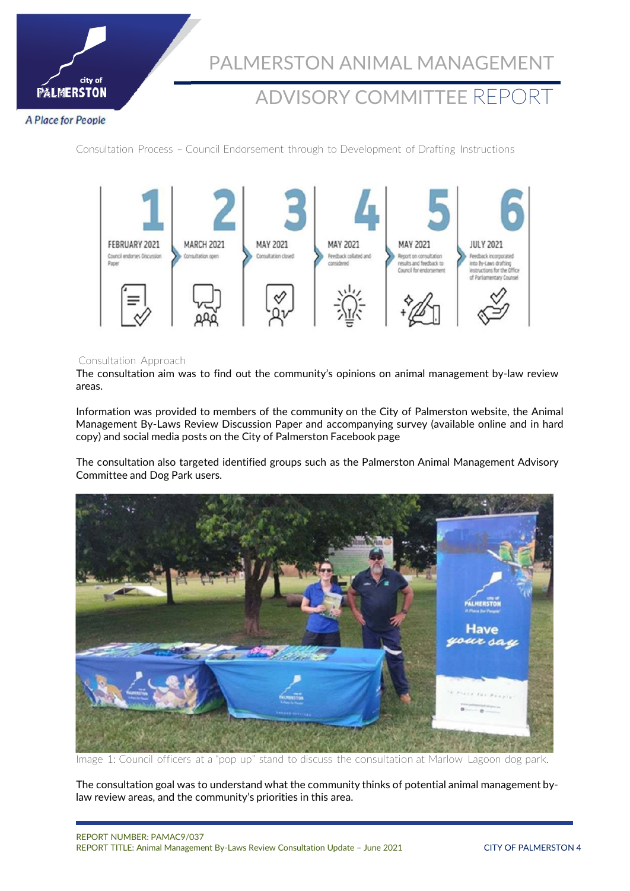Consultation Process – Council Endorsement through to Development of Drafting Instructions

| 1 | 2 | 3 | 4 | 5 | 6 |
|---|---|---|---|---|---|
| FEBRUARY 2021 | MARCH 2021 | MAY 2021 | MAY 2021 | MAY 2021 | JULY 2021 |
| Council endorses Discussion Paper | Consultation open | Consultation closed | Feedback collated and considered | Report on consultation results and feedback to Council for endorsement | Feedback incorporated into By-Laws drafting instructions for the Office of Parliamentary Counsel |

Consultation Approach

The consultation aim was to find out the community's opinions on animal management by-law review areas.

Information was provided to members of the community on the City of Palmerston website, the Animal Management By-Laws Review Discussion Paper and accompanying survey (available online and in hard copy) and social media posts on the City of Palmerston Facebook page

The consultation also targeted identified groups such as the Palmerston Animal Management Advisory Committee and Dog Park users.

Image 1: Council officers at a "pop up" stand to discuss the consultation at Marlow Lagoon dog park.

The consultation goal was to understand what the community thinks of potential animal management by-law review areas, and the community's priorities in this area.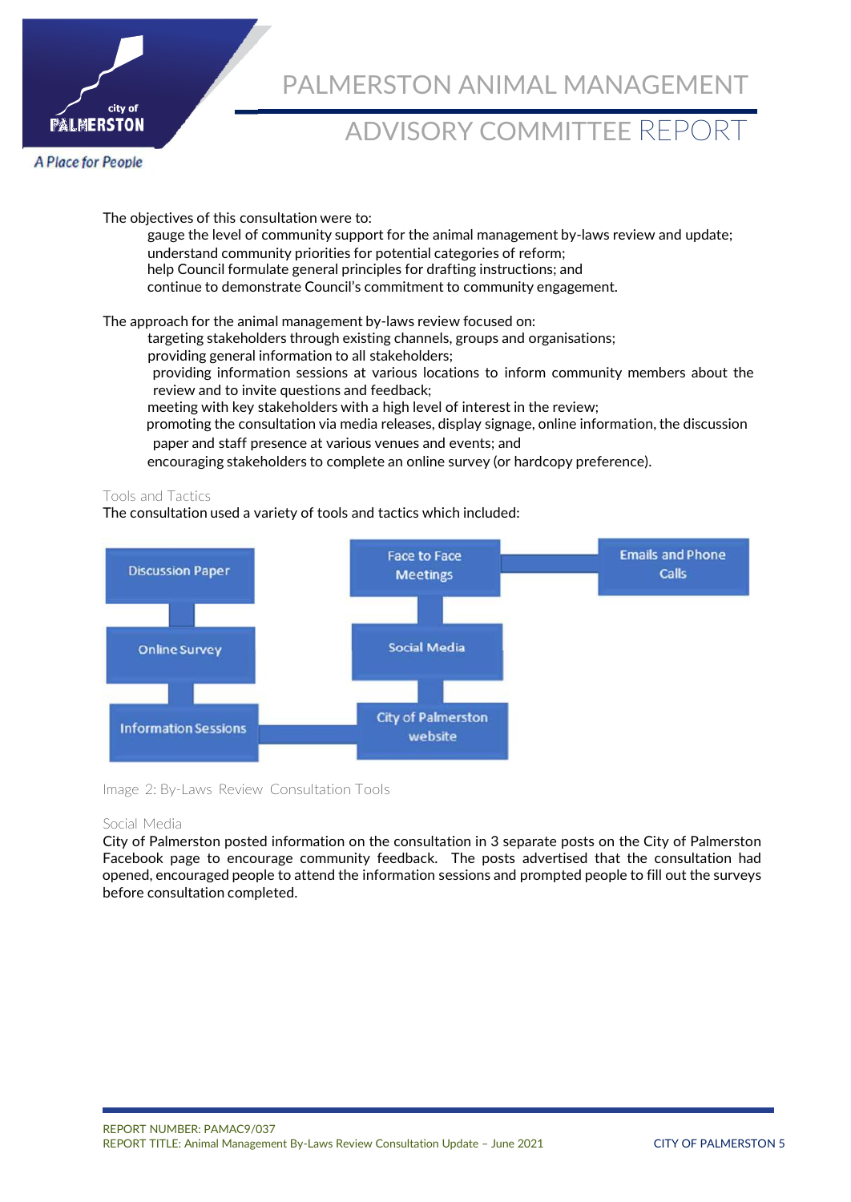The objectives of this consultation were to:

- gauge the level of community support for the animal management by-laws review and update;
- understand community priorities for potential categories of reform;
- help Council formulate general principles for drafting instructions; and
- continue to demonstrate Council's commitment to community engagement.

The approach for the animal management by-laws review focused on:

- targeting stakeholders through existing channels, groups and organisations;
- providing general information to all stakeholders;
- providing information sessions at various locations to inform community members about the review and to invite questions and feedback;
- meeting with key stakeholders with a high level of interest in the review;
- promoting the consultation via media releases, display signage, online information, the discussion paper and staff presence at various venues and events; and
- encouraging stakeholders to complete an online survey (or hardcopy preference).

### Tools and Tactics

The consultation used a variety of tools and tactics which included:

- Discussion Paper
- Online Survey
- Information Sessions
- City of Palmerston website
- Social Media
- Face to Face Meetings
- Emails and Phone Calls

Image 2: By-Laws Review Consultation Tools

### Social Media

City of Palmerston posted information on the consultation in 3 separate posts on the City of Palmerston Facebook page to encourage community feedback. The posts advertised that the consultation had opened, encouraged people to attend the information sessions and prompted people to fill out the surveys before consultation completed.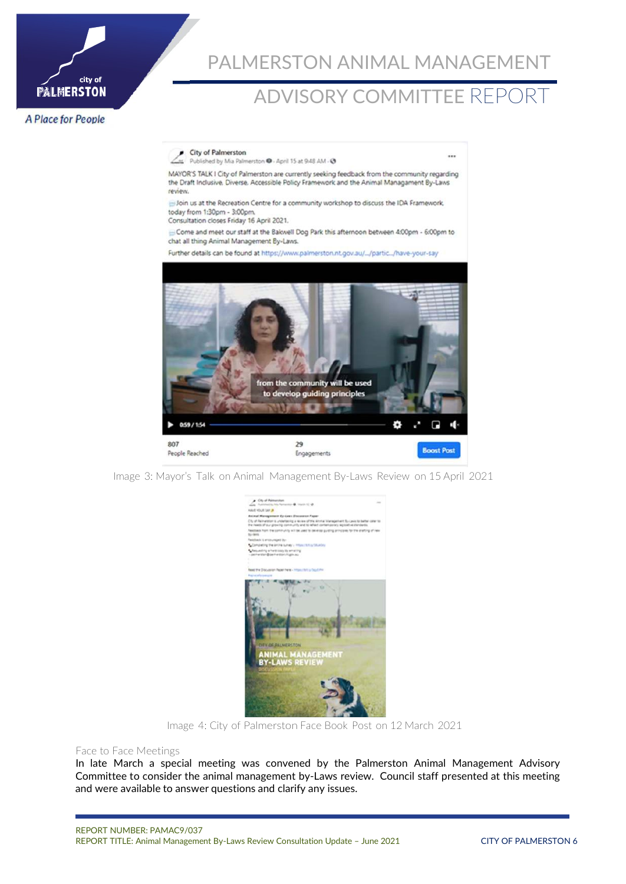Image 3: Mayor's Talk on Animal Management By-Laws Review on 15 April 2021

Image 4: City of Palmerston Face Book Post on 12 March 2021

### Face to Face Meetings

In late March a special meeting was convened by the Palmerston Animal Management Advisory Committee to consider the animal management by-Laws review. Council staff presented at this meeting and were available to answer questions and clarify any issues.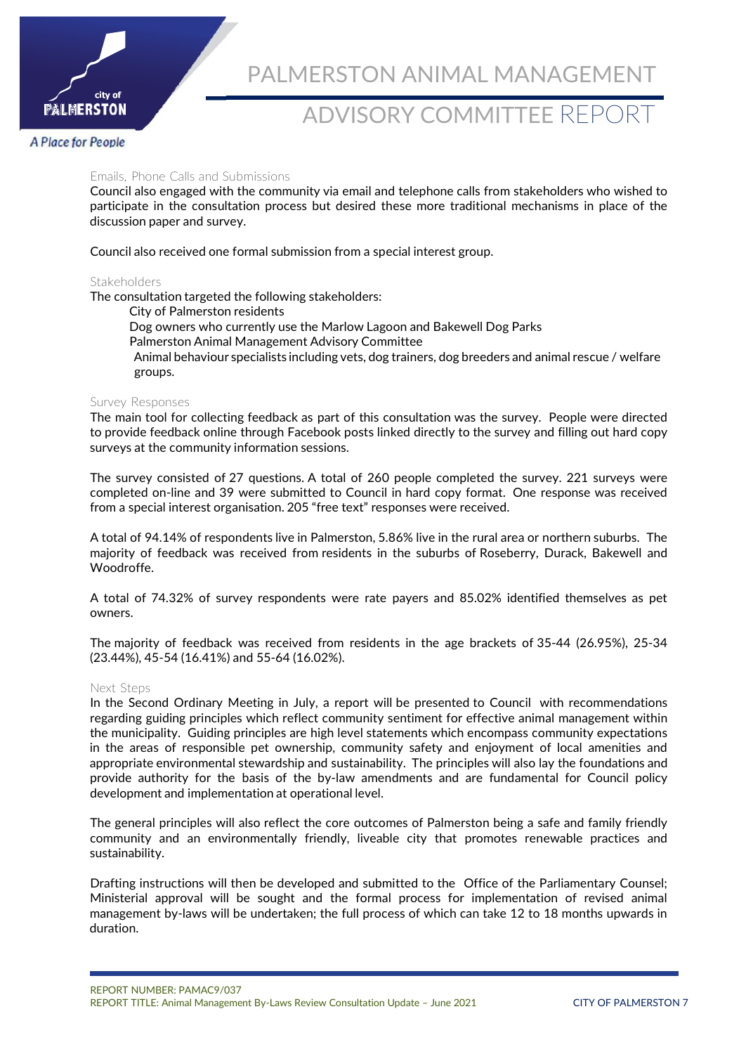### Emails, Phone Calls and Submissions

Council also engaged with the community via email and telephone calls from stakeholders who wished to participate in the consultation process but desired these more traditional mechanisms in place of the discussion paper and survey.

Council also received one formal submission from a special interest group.

### Stakeholders

The consultation targeted the following stakeholders:

- City of Palmerston residents
- Dog owners who currently use the Marlow Lagoon and Bakewell Dog Parks
- Palmerston Animal Management Advisory Committee
- Animal behaviour specialists including vets, dog trainers, dog breeders and animal rescue / welfare groups.

### Survey Responses

The main tool for collecting feedback as part of this consultation was the survey. People were directed to provide feedback online through Facebook posts linked directly to the survey and filling out hard copy surveys at the community information sessions.

The survey consisted of 27 questions. A total of 260 people completed the survey. 221 surveys were completed on-line and 39 were submitted to Council in hard copy format. One response was received from a special interest organisation. 205 "free text" responses were received.

A total of 94.14% of respondents live in Palmerston, 5.86% live in the rural area or northern suburbs. The majority of feedback was received from residents in the suburbs of Roseberry, Durack, Bakewell and Woodroffe.

A total of 74.32% of survey respondents were rate payers and 85.02% identified themselves as pet owners.

The majority of feedback was received from residents in the age brackets of 35-44 (26.95%), 25-34 (23.44%), 45-54 (16.41%) and 55-64 (16.02%).

### Next Steps

In the Second Ordinary Meeting in July, a report will be presented to Council with recommendations regarding guiding principles which reflect community sentiment for effective animal management within the municipality. Guiding principles are high level statements which encompass community expectations in the areas of responsible pet ownership, community safety and enjoyment of local amenities and appropriate environmental stewardship and sustainability. The principles will also lay the foundations and provide authority for the basis of the by-law amendments and are fundamental for Council policy development and implementation at operational level.

The general principles will also reflect the core outcomes of Palmerston being a safe and family friendly community and an environmentally friendly, liveable city that promotes renewable practices and sustainability.

Drafting instructions will then be developed and submitted to the Office of the Parliamentary Counsel; Ministerial approval will be sought and the formal process for implementation of revised animal management by-laws will be undertaken; the full process of which can take 12 to 18 months upwards in duration.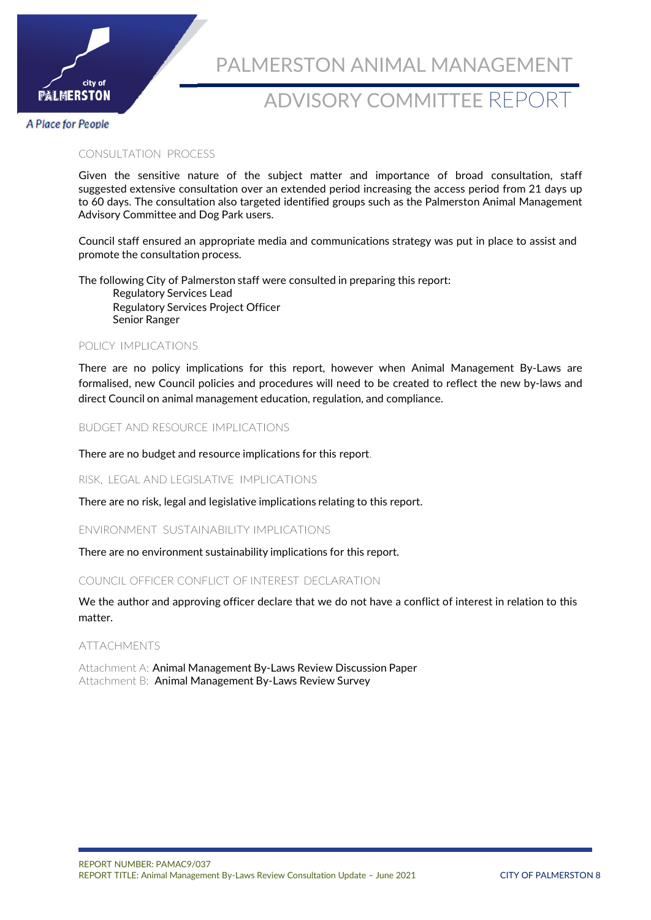## CONSULTATION PROCESS

Given the sensitive nature of the subject matter and importance of broad consultation, staff suggested extensive consultation over an extended period increasing the access period from 21 days up to 60 days. The consultation also targeted identified groups such as the Palmerston Animal Management Advisory Committee and Dog Park users.

Council staff ensured an appropriate media and communications strategy was put in place to assist and promote the consultation process.

The following City of Palmerston staff were consulted in preparing this report:

- Regulatory Services Lead
- Regulatory Services Project Officer
- Senior Ranger

## POLICY IMPLICATIONS

There are no policy implications for this report, however when Animal Management By-Laws are formalised, new Council policies and procedures will need to be created to reflect the new by-laws and direct Council on animal management education, regulation, and compliance.

## BUDGET AND RESOURCE IMPLICATIONS

There are no budget and resource implications for this report.

## RISK, LEGAL AND LEGISLATIVE IMPLICATIONS

There are no risk, legal and legislative implications relating to this report.

## ENVIRONMENT SUSTAINABILITY IMPLICATIONS

There are no environment sustainability implications for this report.

## COUNCIL OFFICER CONFLICT OF INTEREST DECLARATION

We the author and approving officer declare that we do not have a conflict of interest in relation to this matter.

## ATTACHMENTS

Attachment A: Animal Management By-Laws Review Discussion Paper
Attachment B: Animal Management By-Laws Review Survey